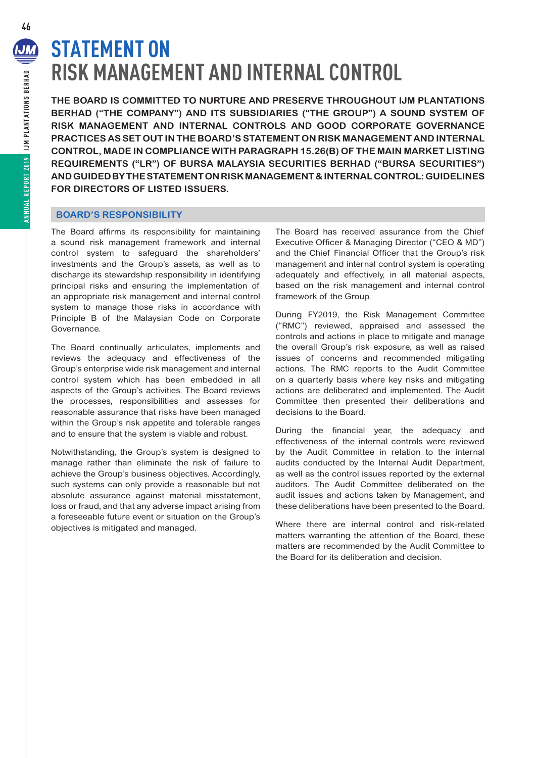# STATEMENT ON RISK MANAGEMENT AND INTERNAL CONTROL

**THE BOARD IS COMMITTED TO NURTURE AND PRESERVE THROUGHOUT IJM PLANTATIONS BERHAD ("THE COMPANY") AND ITS SUBSIDIARIES ("THE GROUP") A SOUND SYSTEM OF RISK MANAGEMENT AND INTERNAL CONTROLS AND GOOD CORPORATE GOVERNANCE PRACTICES AS SET OUT IN THE BOARD'S STATEMENT ON RISK MANAGEMENT AND INTERNAL CONTROL, MADE IN COMPLIANCE WITH PARAGRAPH 15.26(B) OF THE MAIN MARKET LISTING REQUIREMENTS ("LR") OF BURSA MALAYSIA SECURITIES BERHAD ("BURSA SECURITIES") AND GUIDED BY THE STATEMENT ON RISK MANAGEMENT & INTERNAL CONTROL: GUIDELINES FOR DIRECTORS OF LISTED ISSUERS.**

## BOARD'S RESPONSIBILITY

The Board affirms its responsibility for maintaining a sound risk management framework and internal control system to safeguard the shareholders' investments and the Group's assets, as well as to discharge its stewardship responsibility in identifying principal risks and ensuring the implementation of an appropriate risk management and internal control system to manage those risks in accordance with Principle B of the Malaysian Code on Corporate Governance.

The Board continually articulates, implements and reviews the adequacy and effectiveness of the Group's enterprise wide risk management and internal control system which has been embedded in all aspects of the Group's activities. The Board reviews the processes, responsibilities and assesses for reasonable assurance that risks have been managed within the Group's risk appetite and tolerable ranges and to ensure that the system is viable and robust.

Notwithstanding, the Group's system is designed to manage rather than eliminate the risk of failure to achieve the Group's business objectives. Accordingly, such systems can only provide a reasonable but not absolute assurance against material misstatement, loss or fraud, and that any adverse impact arising from a foreseeable future event or situation on the Group's objectives is mitigated and managed.

The Board has received assurance from the Chief Executive Officer & Managing Director ("CEO & MD") and the Chief Financial Officer that the Group's risk management and internal control system is operating adequately and effectively, in all material aspects, based on the risk management and internal control framework of the Group.

During FY2019, the Risk Management Committee ("RMC") reviewed, appraised and assessed the controls and actions in place to mitigate and manage the overall Group's risk exposure, as well as raised issues of concerns and recommended mitigating actions. The RMC reports to the Audit Committee on a quarterly basis where key risks and mitigating actions are deliberated and implemented. The Audit Committee then presented their deliberations and decisions to the Board.

During the financial year, the adequacy and effectiveness of the internal controls were reviewed by the Audit Committee in relation to the internal audits conducted by the Internal Audit Department, as well as the control issues reported by the external auditors. The Audit Committee deliberated on the audit issues and actions taken by Management, and these deliberations have been presented to the Board.

Where there are internal control and risk-related matters warranting the attention of the Board, these matters are recommended by the Audit Committee to the Board for its deliberation and decision.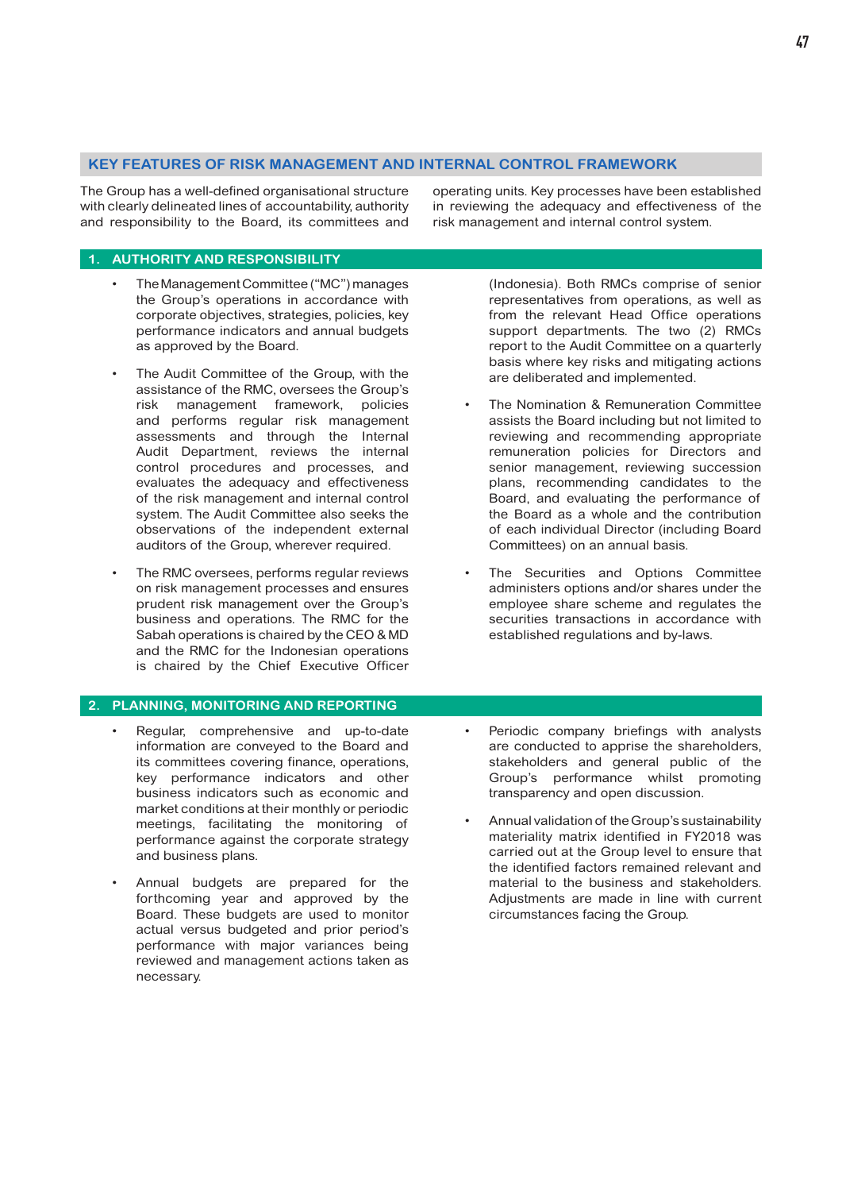## KEY FEATURES OF RISK MANAGEMENT AND INTERNAL CONTROL FRAMEWORK

The Group has a well-defined organisational structure with clearly delineated lines of accountability, authority and responsibility to the Board, its committees and operating units. Key processes have been established in reviewing the adequacy and effectiveness of the risk management and internal control system.

### 1. AUTHORITY AND RESPONSIBILITY

- The Management Committee ("MC") manages the Group's operations in accordance with corporate objectives, strategies, policies, key performance indicators and annual budgets as approved by the Board.
- The Audit Committee of the Group, with the assistance of the RMC, oversees the Group's risk management framework, policies and performs regular risk management assessments and through the Internal Audit Department, reviews the internal control procedures and processes, and evaluates the adequacy and effectiveness of the risk management and internal control system. The Audit Committee also seeks the observations of the independent external auditors of the Group, wherever required.
- The RMC oversees, performs regular reviews on risk management processes and ensures prudent risk management over the Group's business and operations. The RMC for the Sabah operations is chaired by the CEO & MD and the RMC for the Indonesian operations is chaired by the Chief Executive Officer (Indonesia). Both RMCs comprise of senior representatives from operations, as well as from the relevant Head Office operations support departments. The two (2) RMCs report to the Audit Committee on a quarterly basis where key risks and mitigating actions are deliberated and implemented.
- The Nomination & Remuneration Committee assists the Board including but not limited to reviewing and recommending appropriate remuneration policies for Directors and senior management, reviewing succession plans, recommending candidates to the Board, and evaluating the performance of the Board as a whole and the contribution of each individual Director (including Board Committees) on an annual basis.
- The Securities and Options Committee administers options and/or shares under the employee share scheme and regulates the securities transactions in accordance with established regulations and by-laws.

### 2. PLANNING, MONITORING AND REPORTING

- Regular, comprehensive and up-to-date information are conveyed to the Board and its committees covering finance, operations, key performance indicators and other business indicators such as economic and market conditions at their monthly or periodic meetings, facilitating the monitoring of performance against the corporate strategy and business plans.
- Annual budgets are prepared for the forthcoming year and approved by the Board. These budgets are used to monitor actual versus budgeted and prior period's performance with major variances being reviewed and management actions taken as necessary.
- Periodic company briefings with analysts are conducted to apprise the shareholders, stakeholders and general public of the Group's performance whilst promoting transparency and open discussion.
- Annual validation of the Group's sustainability materiality matrix identified in FY2018 was carried out at the Group level to ensure that the identified factors remained relevant and material to the business and stakeholders. Adjustments are made in line with current circumstances facing the Group.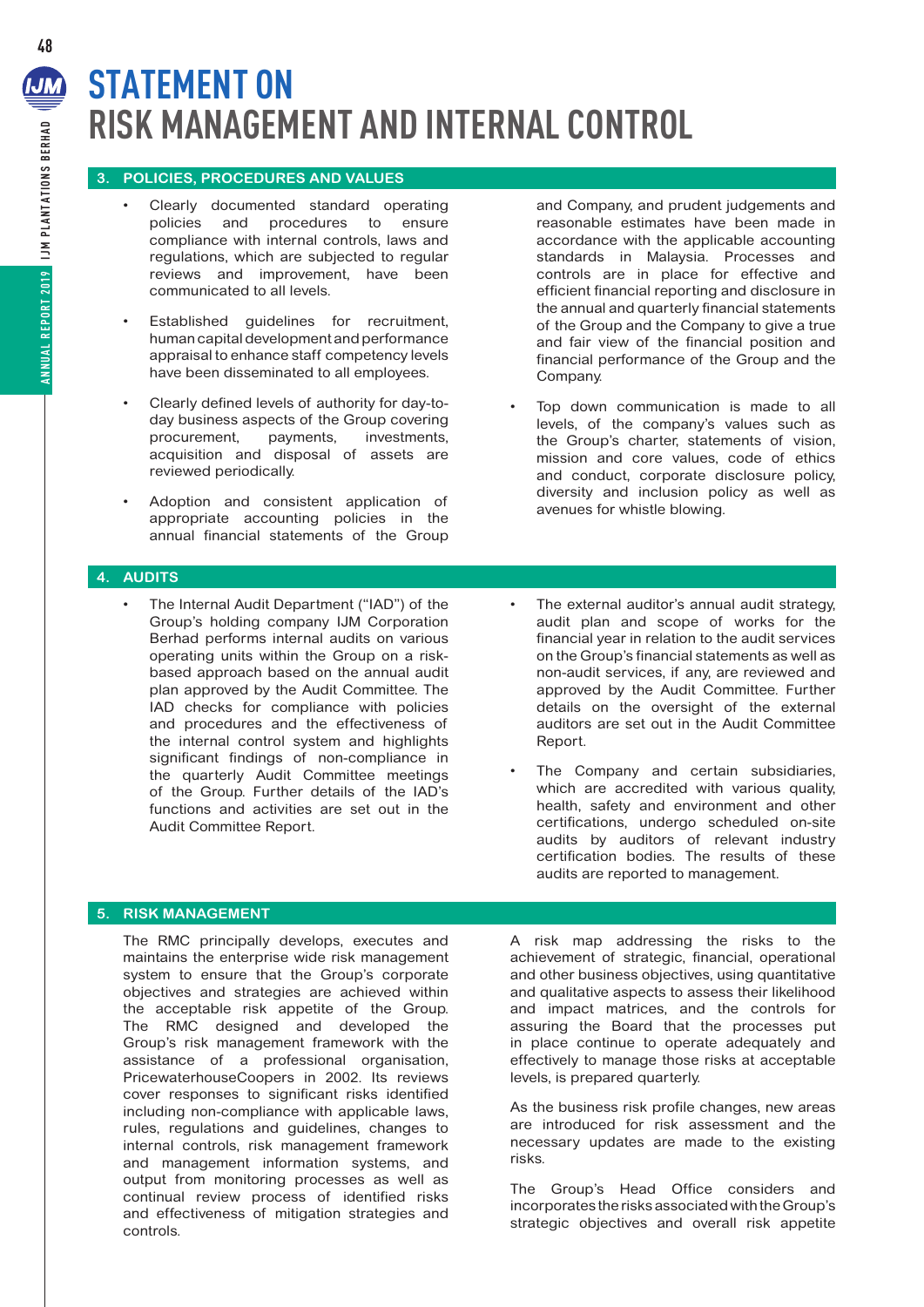# STATEMENT ON RISK MANAGEMENT AND INTERNAL CONTROL

## 3. POLICIES, PROCEDURES AND VALUES

- Clearly documented standard operating policies and procedures to ensure compliance with internal controls, laws and regulations, which are subjected to regular reviews and improvement, have been communicated to all levels.
- Established guidelines for recruitment, human capital development and performance appraisal to enhance staff competency levels have been disseminated to all employees.
- Clearly defined levels of authority for day-to-day business aspects of the Group covering procurement, payments, investments, acquisition and disposal of assets are reviewed periodically.
- Adoption and consistent application of appropriate accounting policies in the annual financial statements of the Group and Company, and prudent judgements and reasonable estimates have been made in accordance with the applicable accounting standards in Malaysia. Processes and controls are in place for effective and efficient financial reporting and disclosure in the annual and quarterly financial statements of the Group and the Company to give a true and fair view of the financial position and financial performance of the Group and the Company.
- Top down communication is made to all levels, of the company's values such as the Group's charter, statements of vision, mission and core values, code of ethics and conduct, corporate disclosure policy, diversity and inclusion policy as well as avenues for whistle blowing.

## 4. AUDITS

- The Internal Audit Department ("IAD") of the Group's holding company IJM Corporation Berhad performs internal audits on various operating units within the Group on a risk-based approach based on the annual audit plan approved by the Audit Committee. The IAD checks for compliance with policies and procedures and the effectiveness of the internal control system and highlights significant findings of non-compliance in the quarterly Audit Committee meetings of the Group. Further details of the IAD's functions and activities are set out in the Audit Committee Report.
- The external auditor's annual audit strategy, audit plan and scope of works for the financial year in relation to the audit services on the Group's financial statements as well as non-audit services, if any, are reviewed and approved by the Audit Committee. Further details on the oversight of the external auditors are set out in the Audit Committee Report.
- The Company and certain subsidiaries, which are accredited with various quality, health, safety and environment and other certifications, undergo scheduled on-site audits by auditors of relevant industry certification bodies. The results of these audits are reported to management.

## 5. RISK MANAGEMENT

The RMC principally develops, executes and maintains the enterprise wide risk management system to ensure that the Group's corporate objectives and strategies are achieved within the acceptable risk appetite of the Group. The RMC designed and developed the Group's risk management framework with the assistance of a professional organisation, PricewaterhouseCoopers in 2002. Its reviews cover responses to significant risks identified including non-compliance with applicable laws, rules, regulations and guidelines, changes to internal controls, risk management framework and management information systems, and output from monitoring processes as well as continual review process of identified risks and effectiveness of mitigation strategies and controls.

A risk map addressing the risks to the achievement of strategic, financial, operational and other business objectives, using quantitative and qualitative aspects to assess their likelihood and impact matrices, and the controls for assuring the Board that the processes put in place continue to operate adequately and effectively to manage those risks at acceptable levels, is prepared quarterly.

As the business risk profile changes, new areas are introduced for risk assessment and the necessary updates are made to the existing risks.

The Group's Head Office considers and incorporates the risks associated with the Group's strategic objectives and overall risk appetite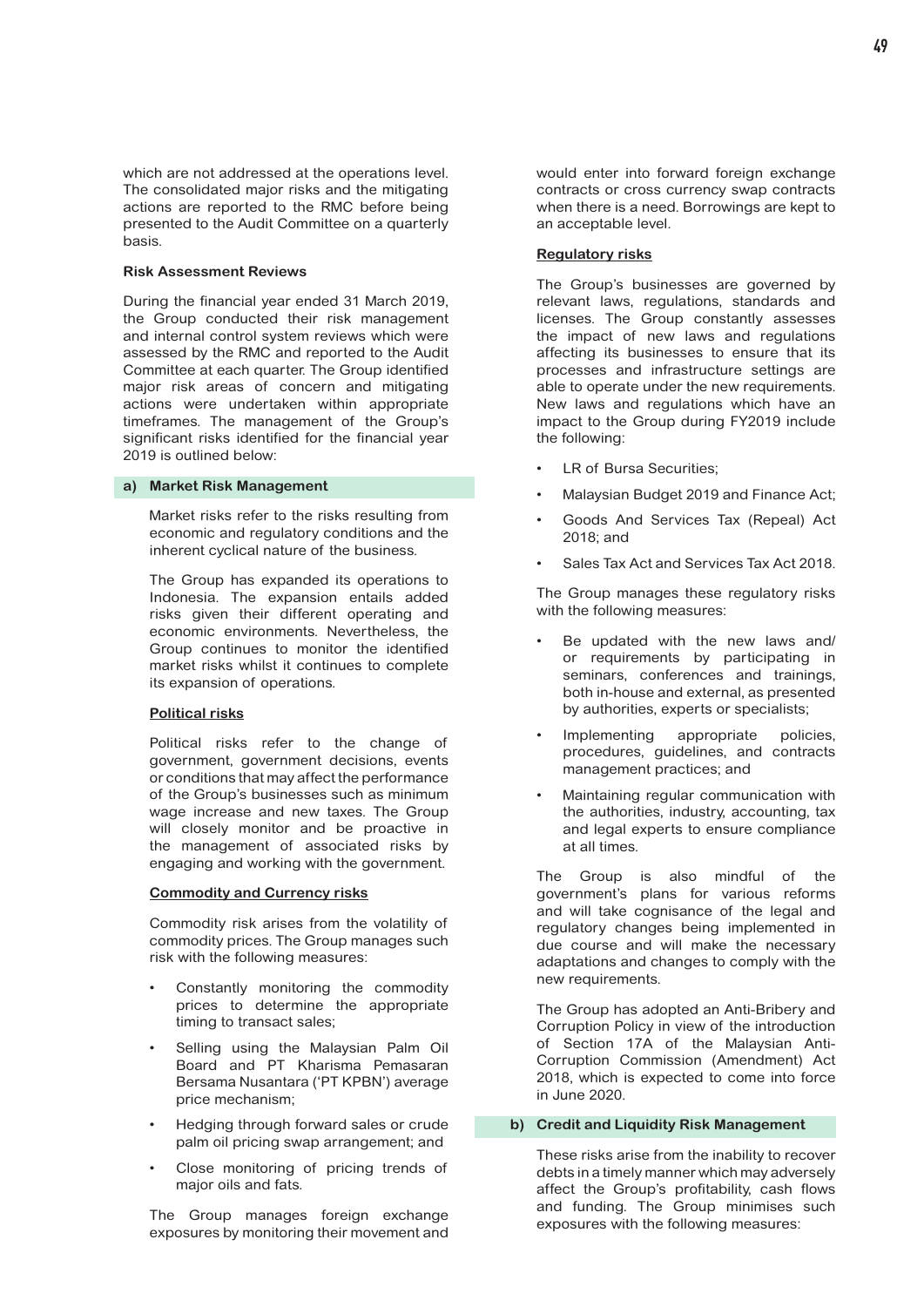which are not addressed at the operations level. The consolidated major risks and the mitigating actions are reported to the RMC before being presented to the Audit Committee on a quarterly basis.

**Risk Assessment Reviews**

During the financial year ended 31 March 2019, the Group conducted their risk management and internal control system reviews which were assessed by the RMC and reported to the Audit Committee at each quarter. The Group identified major risk areas of concern and mitigating actions were undertaken within appropriate timeframes. The management of the Group's significant risks identified for the financial year 2019 is outlined below:

### a) Market Risk Management

Market risks refer to the risks resulting from economic and regulatory conditions and the inherent cyclical nature of the business.

The Group has expanded its operations to Indonesia. The expansion entails added risks given their different operating and economic environments. Nevertheless, the Group continues to monitor the identified market risks whilst it continues to complete its expansion of operations.

**Political risks**

Political risks refer to the change of government, government decisions, events or conditions that may affect the performance of the Group's businesses such as minimum wage increase and new taxes. The Group will closely monitor and be proactive in the management of associated risks by engaging and working with the government.

**Commodity and Currency risks**

Commodity risk arises from the volatility of commodity prices. The Group manages such risk with the following measures:

- Constantly monitoring the commodity prices to determine the appropriate timing to transact sales;
- Selling using the Malaysian Palm Oil Board and PT Kharisma Pemasaran Bersama Nusantara ('PT KPBN') average price mechanism;
- Hedging through forward sales or crude palm oil pricing swap arrangement; and
- Close monitoring of pricing trends of major oils and fats.

The Group manages foreign exchange exposures by monitoring their movement and would enter into forward foreign exchange contracts or cross currency swap contracts when there is a need. Borrowings are kept to an acceptable level.

**Regulatory risks**

The Group's businesses are governed by relevant laws, regulations, standards and licenses. The Group constantly assesses the impact of new laws and regulations affecting its businesses to ensure that its processes and infrastructure settings are able to operate under the new requirements. New laws and regulations which have an impact to the Group during FY2019 include the following:

- LR of Bursa Securities;
- Malaysian Budget 2019 and Finance Act;
- Goods And Services Tax (Repeal) Act 2018; and
- Sales Tax Act and Services Tax Act 2018.

The Group manages these regulatory risks with the following measures:

- Be updated with the new laws and/or requirements by participating in seminars, conferences and trainings, both in-house and external, as presented by authorities, experts or specialists;
- Implementing appropriate policies, procedures, guidelines, and contracts management practices; and
- Maintaining regular communication with the authorities, industry, accounting, tax and legal experts to ensure compliance at all times.

The Group is also mindful of the government's plans for various reforms and will take cognisance of the legal and regulatory changes being implemented in due course and will make the necessary adaptations and changes to comply with the new requirements.

The Group has adopted an Anti-Bribery and Corruption Policy in view of the introduction of Section 17A of the Malaysian Anti-Corruption Commission (Amendment) Act 2018, which is expected to come into force in June 2020.

### b) Credit and Liquidity Risk Management

These risks arise from the inability to recover debts in a timely manner which may adversely affect the Group's profitability, cash flows and funding. The Group minimises such exposures with the following measures: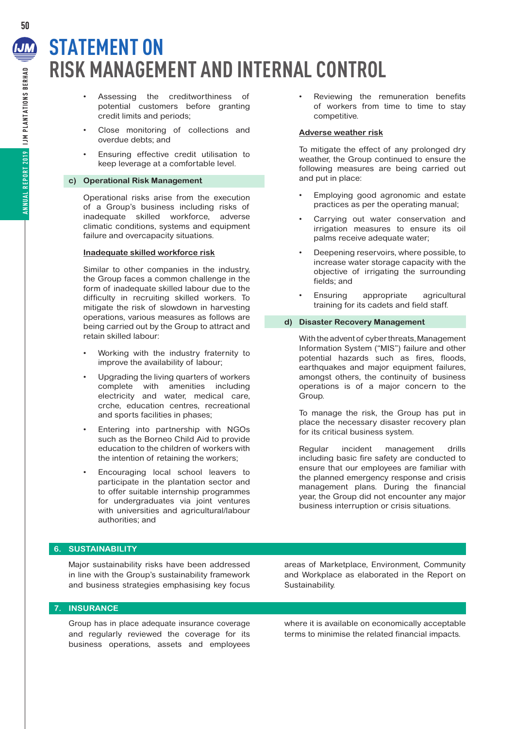# STATEMENT ON RISK MANAGEMENT AND INTERNAL CONTROL

- Assessing the creditworthiness of potential customers before granting credit limits and periods;
- Close monitoring of collections and overdue debts; and
- Ensuring effective credit utilisation to keep leverage at a comfortable level.

### c) Operational Risk Management

Operational risks arise from the execution of a Group's business including risks of inadequate skilled workforce, adverse climatic conditions, systems and equipment failure and overcapacity situations.

**Inadequate skilled workforce risk**

Similar to other companies in the industry, the Group faces a common challenge in the form of inadequate skilled labour due to the difficulty in recruiting skilled workers. To mitigate the risk of slowdown in harvesting operations, various measures as follows are being carried out by the Group to attract and retain skilled labour:

- Working with the industry fraternity to improve the availability of labour;
- Upgrading the living quarters of workers complete with amenities including electricity and water, medical care, crche, education centres, recreational and sports facilities in phases;
- Entering into partnership with NGOs such as the Borneo Child Aid to provide education to the children of workers with the intention of retaining the workers;
- Encouraging local school leavers to participate in the plantation sector and to offer suitable internship programmes for undergraduates via joint ventures with universities and agricultural/labour authorities; and
- Reviewing the remuneration benefits of workers from time to time to stay competitive.

**Adverse weather risk**

To mitigate the effect of any prolonged dry weather, the Group continued to ensure the following measures are being carried out and put in place:

- Employing good agronomic and estate practices as per the operating manual;
- Carrying out water conservation and irrigation measures to ensure its oil palms receive adequate water;
- Deepening reservoirs, where possible, to increase water storage capacity with the objective of irrigating the surrounding fields; and
- Ensuring appropriate agricultural training for its cadets and field staff.

### d) Disaster Recovery Management

With the advent of cyber threats, Management Information System ("MIS") failure and other potential hazards such as fires, floods, earthquakes and major equipment failures, amongst others, the continuity of business operations is of a major concern to the Group.

To manage the risk, the Group has put in place the necessary disaster recovery plan for its critical business system.

Regular incident management drills including basic fire safety are conducted to ensure that our employees are familiar with the planned emergency response and crisis management plans. During the financial year, the Group did not encounter any major business interruption or crisis situations.

## 6. SUSTAINABILITY

Major sustainability risks have been addressed in line with the Group's sustainability framework and business strategies emphasising key focus areas of Marketplace, Environment, Community and Workplace as elaborated in the Report on Sustainability.

## 7. INSURANCE

Group has in place adequate insurance coverage and regularly reviewed the coverage for its business operations, assets and employees where it is available on economically acceptable terms to minimise the related financial impacts.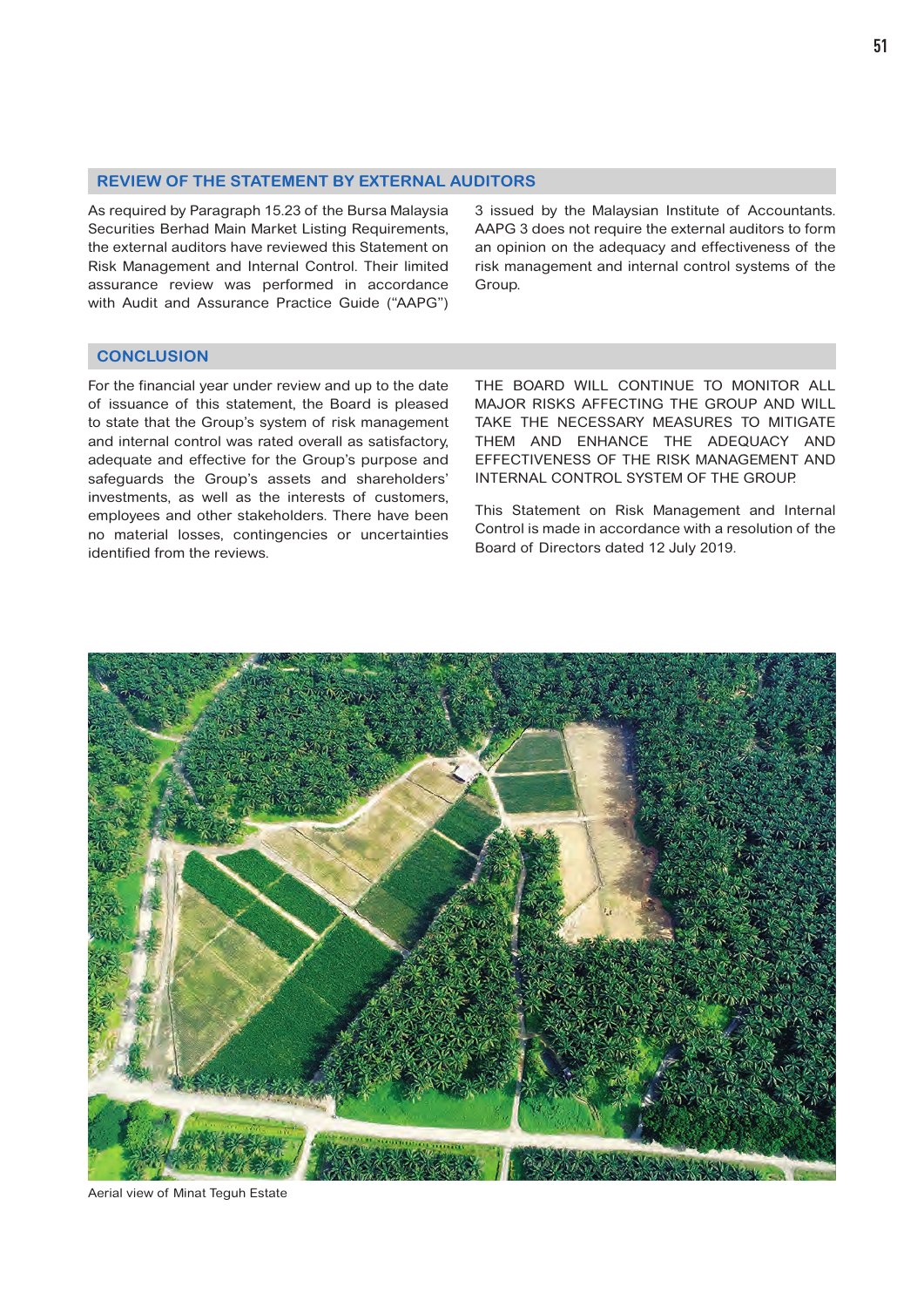## REVIEW OF THE STATEMENT BY EXTERNAL AUDITORS

As required by Paragraph 15.23 of the Bursa Malaysia Securities Berhad Main Market Listing Requirements, the external auditors have reviewed this Statement on Risk Management and Internal Control. Their limited assurance review was performed in accordance with Audit and Assurance Practice Guide ("AAPG") 3 issued by the Malaysian Institute of Accountants. AAPG 3 does not require the external auditors to form an opinion on the adequacy and effectiveness of the risk management and internal control systems of the Group.

## CONCLUSION

For the financial year under review and up to the date of issuance of this statement, the Board is pleased to state that the Group's system of risk management and internal control was rated overall as satisfactory, adequate and effective for the Group's purpose and safeguards the Group's assets and shareholders' investments, as well as the interests of customers, employees and other stakeholders. There have been no material losses, contingencies or uncertainties identified from the reviews.

THE BOARD WILL CONTINUE TO MONITOR ALL MAJOR RISKS AFFECTING THE GROUP AND WILL TAKE THE NECESSARY MEASURES TO MITIGATE THEM AND ENHANCE THE ADEQUACY AND EFFECTIVENESS OF THE RISK MANAGEMENT AND INTERNAL CONTROL SYSTEM OF THE GROUP.

This Statement on Risk Management and Internal Control is made in accordance with a resolution of the Board of Directors dated 12 July 2019.

Aerial view of Minat Teguh Estate